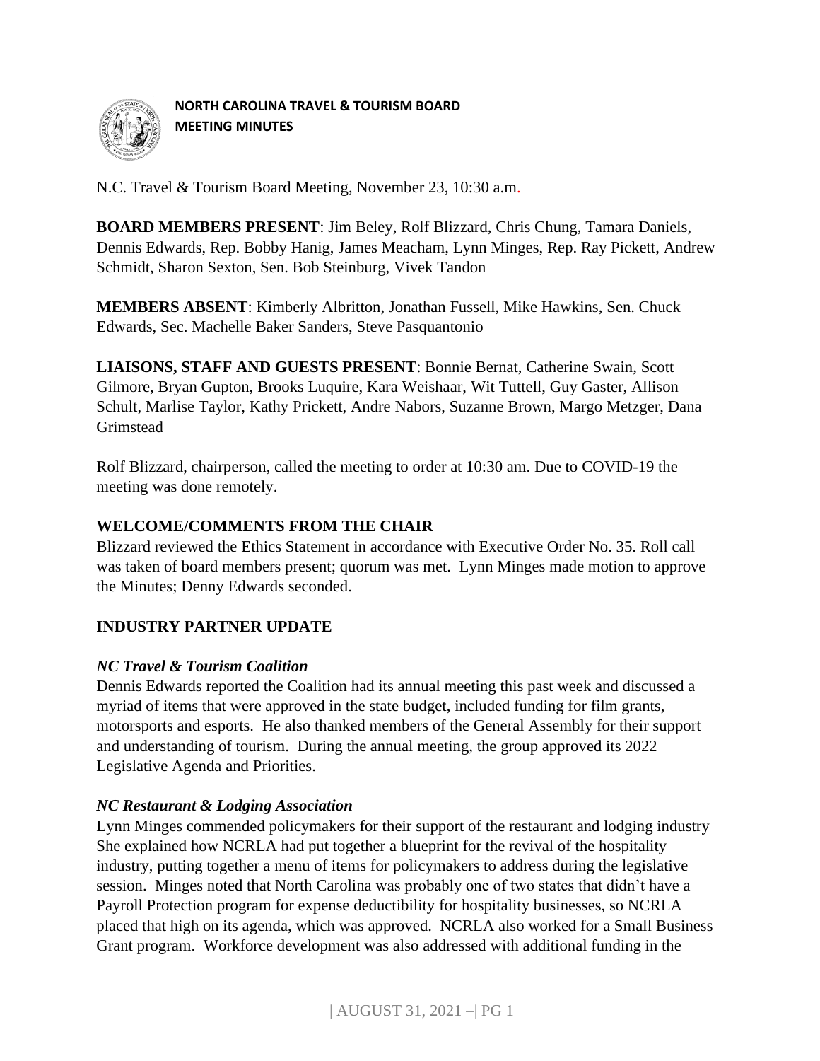**NORTH CAROLINA TRAVEL & TOURISM BOARD MEETING MINUTES**

N.C. Travel & Tourism Board Meeting, November 23, 10:30 a.m.

**BOARD MEMBERS PRESENT**: Jim Beley, Rolf Blizzard, Chris Chung, Tamara Daniels, Dennis Edwards, Rep. Bobby Hanig, James Meacham, Lynn Minges, Rep. Ray Pickett, Andrew Schmidt, Sharon Sexton, Sen. Bob Steinburg, Vivek Tandon

**MEMBERS ABSENT**: Kimberly Albritton, Jonathan Fussell, Mike Hawkins, Sen. Chuck Edwards, Sec. Machelle Baker Sanders, Steve Pasquantonio

**LIAISONS, STAFF AND GUESTS PRESENT**: Bonnie Bernat, Catherine Swain, Scott Gilmore, Bryan Gupton, Brooks Luquire, Kara Weishaar, Wit Tuttell, Guy Gaster, Allison Schult, Marlise Taylor, Kathy Prickett, Andre Nabors, Suzanne Brown, Margo Metzger, Dana Grimstead

Rolf Blizzard, chairperson, called the meeting to order at 10:30 am. Due to COVID-19 the meeting was done remotely.

## WELCOME/COMMENTS FROM THE CHAIR

Blizzard reviewed the Ethics Statement in accordance with Executive Order No. 35. Roll call was taken of board members present; quorum was met. Lynn Minges made motion to approve the Minutes; Denny Edwards seconded.

## INDUSTRY PARTNER UPDATE

### *NC Travel & Tourism Coalition*

Dennis Edwards reported the Coalition had its annual meeting this past week and discussed a myriad of items that were approved in the state budget, included funding for film grants, motorsports and esports. He also thanked members of the General Assembly for their support and understanding of tourism. During the annual meeting, the group approved its 2022 Legislative Agenda and Priorities.

### *NC Restaurant & Lodging Association*

Lynn Minges commended policymakers for their support of the restaurant and lodging industry She explained how NCRLA had put together a blueprint for the revival of the hospitality industry, putting together a menu of items for policymakers to address during the legislative session. Minges noted that North Carolina was probably one of two states that didn't have a Payroll Protection program for expense deductibility for hospitality businesses, so NCRLA placed that high on its agenda, which was approved. NCRLA also worked for a Small Business Grant program. Workforce development was also addressed with additional funding in the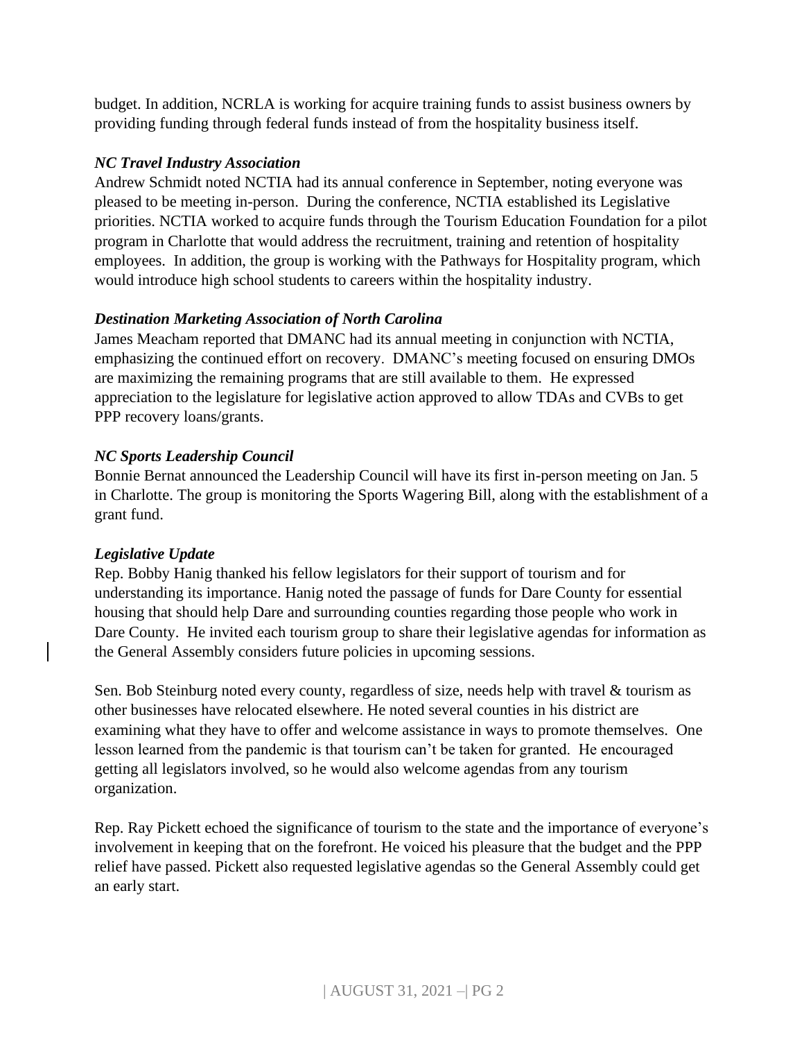budget. In addition, NCRLA is working for acquire training funds to assist business owners by providing funding through federal funds instead of from the hospitality business itself.

***NC Travel Industry Association***

Andrew Schmidt noted NCTIA had its annual conference in September, noting everyone was pleased to be meeting in-person. During the conference, NCTIA established its Legislative priorities. NCTIA worked to acquire funds through the Tourism Education Foundation for a pilot program in Charlotte that would address the recruitment, training and retention of hospitality employees. In addition, the group is working with the Pathways for Hospitality program, which would introduce high school students to careers within the hospitality industry.

***Destination Marketing Association of North Carolina***

James Meacham reported that DMANC had its annual meeting in conjunction with NCTIA, emphasizing the continued effort on recovery. DMANC's meeting focused on ensuring DMOs are maximizing the remaining programs that are still available to them. He expressed appreciation to the legislature for legislative action approved to allow TDAs and CVBs to get PPP recovery loans/grants.

***NC Sports Leadership Council***

Bonnie Bernat announced the Leadership Council will have its first in-person meeting on Jan. 5 in Charlotte. The group is monitoring the Sports Wagering Bill, along with the establishment of a grant fund.

***Legislative Update***

Rep. Bobby Hanig thanked his fellow legislators for their support of tourism and for understanding its importance. Hanig noted the passage of funds for Dare County for essential housing that should help Dare and surrounding counties regarding those people who work in Dare County. He invited each tourism group to share their legislative agendas for information as the General Assembly considers future policies in upcoming sessions.

Sen. Bob Steinburg noted every county, regardless of size, needs help with travel & tourism as other businesses have relocated elsewhere. He noted several counties in his district are examining what they have to offer and welcome assistance in ways to promote themselves. One lesson learned from the pandemic is that tourism can't be taken for granted. He encouraged getting all legislators involved, so he would also welcome agendas from any tourism organization.

Rep. Ray Pickett echoed the significance of tourism to the state and the importance of everyone's involvement in keeping that on the forefront. He voiced his pleasure that the budget and the PPP relief have passed. Pickett also requested legislative agendas so the General Assembly could get an early start.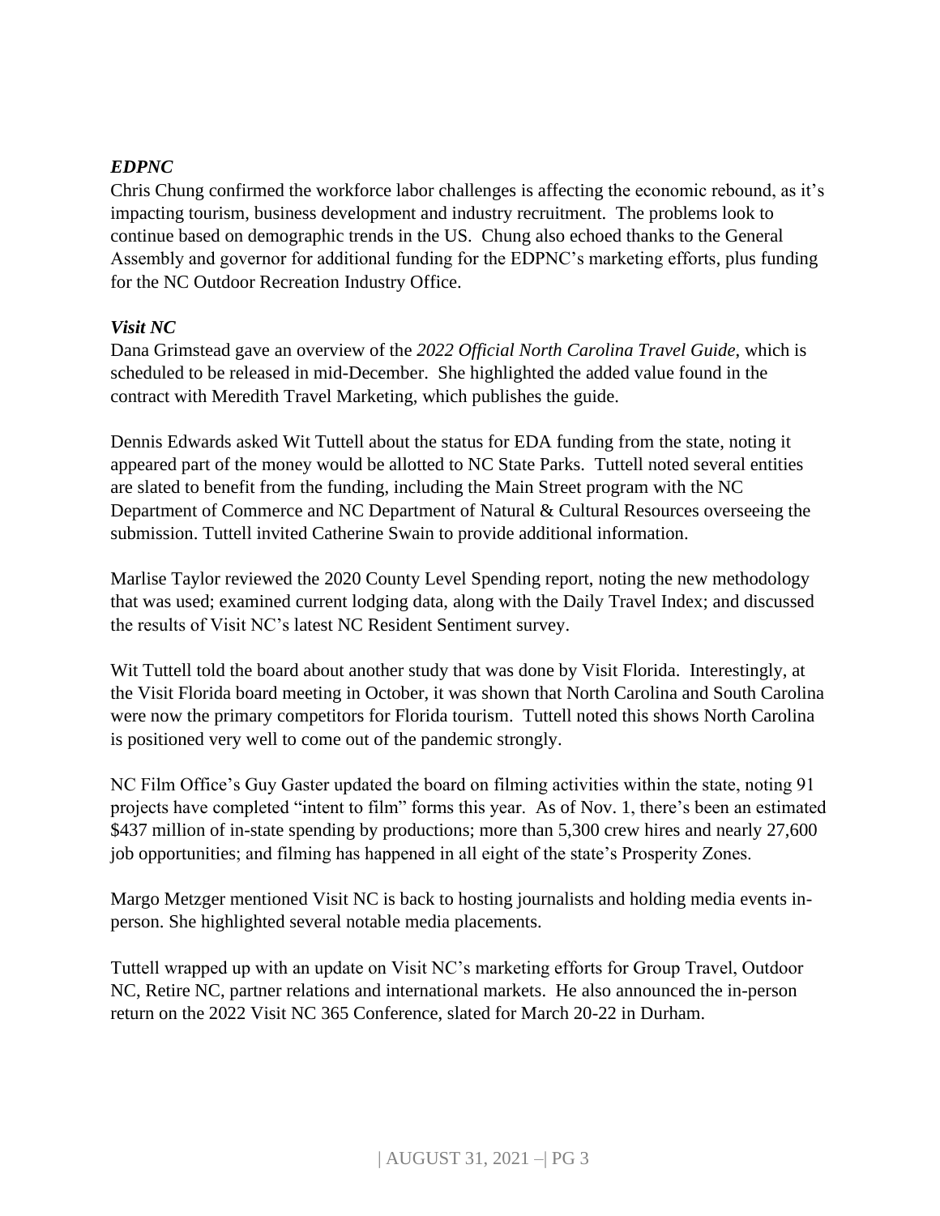***EDPNC***

Chris Chung confirmed the workforce labor challenges is affecting the economic rebound, as it's impacting tourism, business development and industry recruitment. The problems look to continue based on demographic trends in the US. Chung also echoed thanks to the General Assembly and governor for additional funding for the EDPNC's marketing efforts, plus funding for the NC Outdoor Recreation Industry Office.

***Visit NC***

Dana Grimstead gave an overview of the *2022 Official North Carolina Travel Guide*, which is scheduled to be released in mid-December. She highlighted the added value found in the contract with Meredith Travel Marketing, which publishes the guide.

Dennis Edwards asked Wit Tuttell about the status for EDA funding from the state, noting it appeared part of the money would be allotted to NC State Parks. Tuttell noted several entities are slated to benefit from the funding, including the Main Street program with the NC Department of Commerce and NC Department of Natural & Cultural Resources overseeing the submission. Tuttell invited Catherine Swain to provide additional information.

Marlise Taylor reviewed the 2020 County Level Spending report, noting the new methodology that was used; examined current lodging data, along with the Daily Travel Index; and discussed the results of Visit NC's latest NC Resident Sentiment survey.

Wit Tuttell told the board about another study that was done by Visit Florida. Interestingly, at the Visit Florida board meeting in October, it was shown that North Carolina and South Carolina were now the primary competitors for Florida tourism. Tuttell noted this shows North Carolina is positioned very well to come out of the pandemic strongly.

NC Film Office's Guy Gaster updated the board on filming activities within the state, noting 91 projects have completed "intent to film" forms this year. As of Nov. 1, there's been an estimated $437 million of in-state spending by productions; more than 5,300 crew hires and nearly 27,600 job opportunities; and filming has happened in all eight of the state's Prosperity Zones.

Margo Metzger mentioned Visit NC is back to hosting journalists and holding media events in-person. She highlighted several notable media placements.

Tuttell wrapped up with an update on Visit NC's marketing efforts for Group Travel, Outdoor NC, Retire NC, partner relations and international markets. He also announced the in-person return on the 2022 Visit NC 365 Conference, slated for March 20-22 in Durham.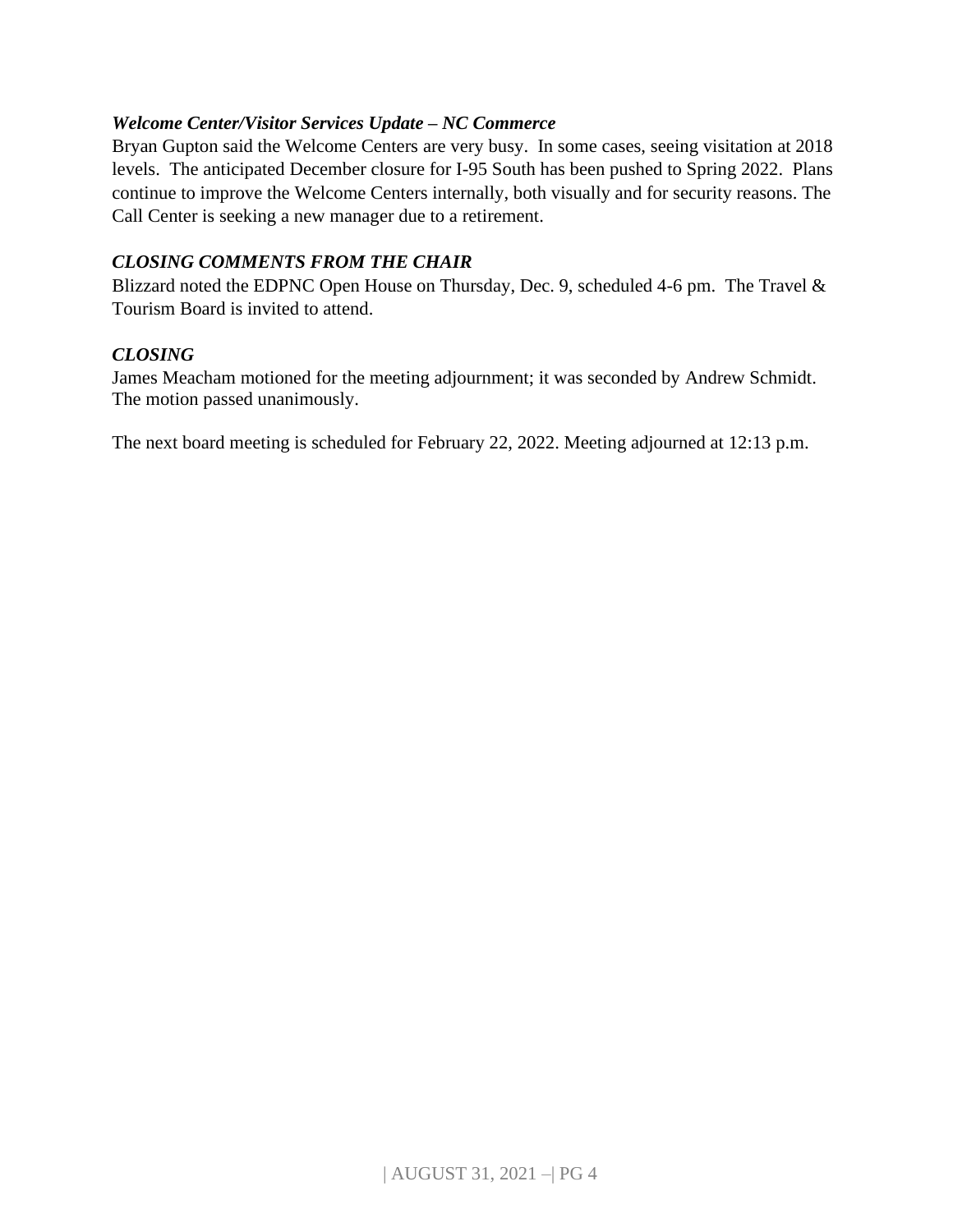***Welcome Center/Visitor Services Update – NC Commerce***

Bryan Gupton said the Welcome Centers are very busy. In some cases, seeing visitation at 2018 levels. The anticipated December closure for I-95 South has been pushed to Spring 2022. Plans continue to improve the Welcome Centers internally, both visually and for security reasons. The Call Center is seeking a new manager due to a retirement.

***CLOSING COMMENTS FROM THE CHAIR***

Blizzard noted the EDPNC Open House on Thursday, Dec. 9, scheduled 4-6 pm. The Travel & Tourism Board is invited to attend.

***CLOSING***

James Meacham motioned for the meeting adjournment; it was seconded by Andrew Schmidt. The motion passed unanimously.

The next board meeting is scheduled for February 22, 2022. Meeting adjourned at 12:13 p.m.